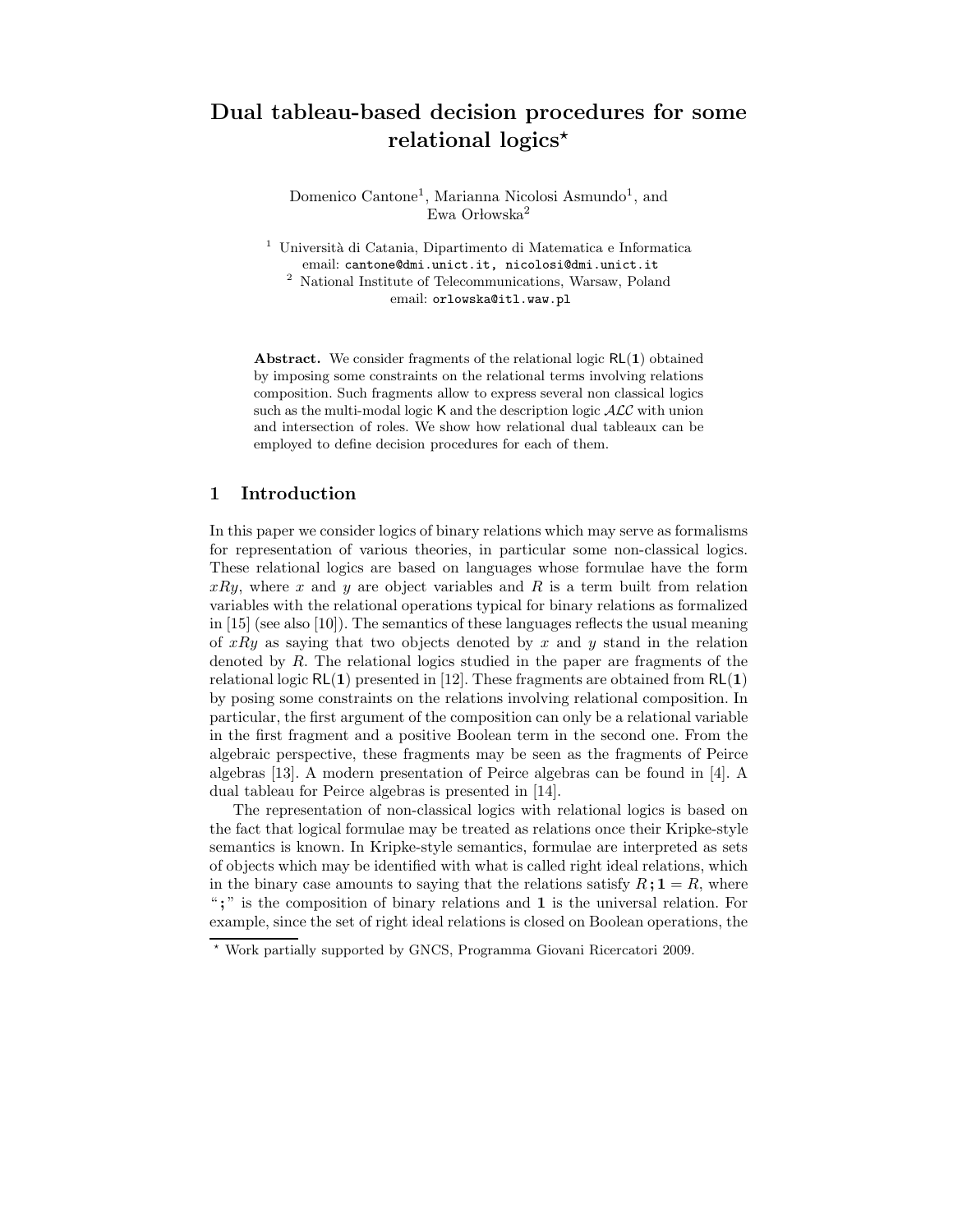# Dual tableau-based decision procedures for some relational logics*

Domenico Cantone[1], Marianna Nicolosi Asmundo[1], and Ewa Orłowska[2]

[1] Università di Catania, Dipartimento di Matematica e Informatica
email: cantone@dmi.unict.it, nicolosi@dmi.unict.it

[2] National Institute of Telecommunications, Warsaw, Poland
email: orlowska@itl.waw.pl

**Abstract.** We consider fragments of the relational logic $\mathsf{RL}(\mathbf{1})$ obtained by imposing some constraints on the relational terms involving relations composition. Such fragments allow to express several non classical logics such as the multi-modal logic $\mathsf{K}$ and the description logic $\mathcal{ALC}$ with union and intersection of roles. We show how relational dual tableaux can be employed to define decision procedures for each of them.

## 1 Introduction

In this paper we consider logics of binary relations which may serve as formalisms for representation of various theories, in particular some non-classical logics. These relational logics are based on languages whose formulae have the form $xRy$, where $x$ and $y$ are object variables and $R$ is a term built from relation variables with the relational operations typical for binary relations as formalized in [15] (see also [10]). The semantics of these languages reflects the usual meaning of $xRy$ as saying that two objects denoted by $x$ and $y$ stand in the relation denoted by $R$. The relational logics studied in the paper are fragments of the relational logic $\mathsf{RL}(\mathbf{1})$ presented in [12]. These fragments are obtained from $\mathsf{RL}(\mathbf{1})$ by posing some constraints on the relations involving relational composition. In particular, the first argument of the composition can only be a relational variable in the first fragment and a positive Boolean term in the second one. From the algebraic perspective, these fragments may be seen as the fragments of Peirce algebras [13]. A modern presentation of Peirce algebras can be found in [4]. A dual tableau for Peirce algebras is presented in [14].

The representation of non-classical logics with relational logics is based on the fact that logical formulae may be treated as relations once their Kripke-style semantics is known. In Kripke-style semantics, formulae are interpreted as sets of objects which may be identified with what is called right ideal relations, which in the binary case amounts to saying that the relations satisfy $R\,;\mathbf{1} = R$, where "$;$" is the composition of binary relations and $\mathbf{1}$ is the universal relation. For example, since the set of right ideal relations is closed on Boolean operations, the

* Work partially supported by GNCS, Programma Giovani Ricercatori 2009.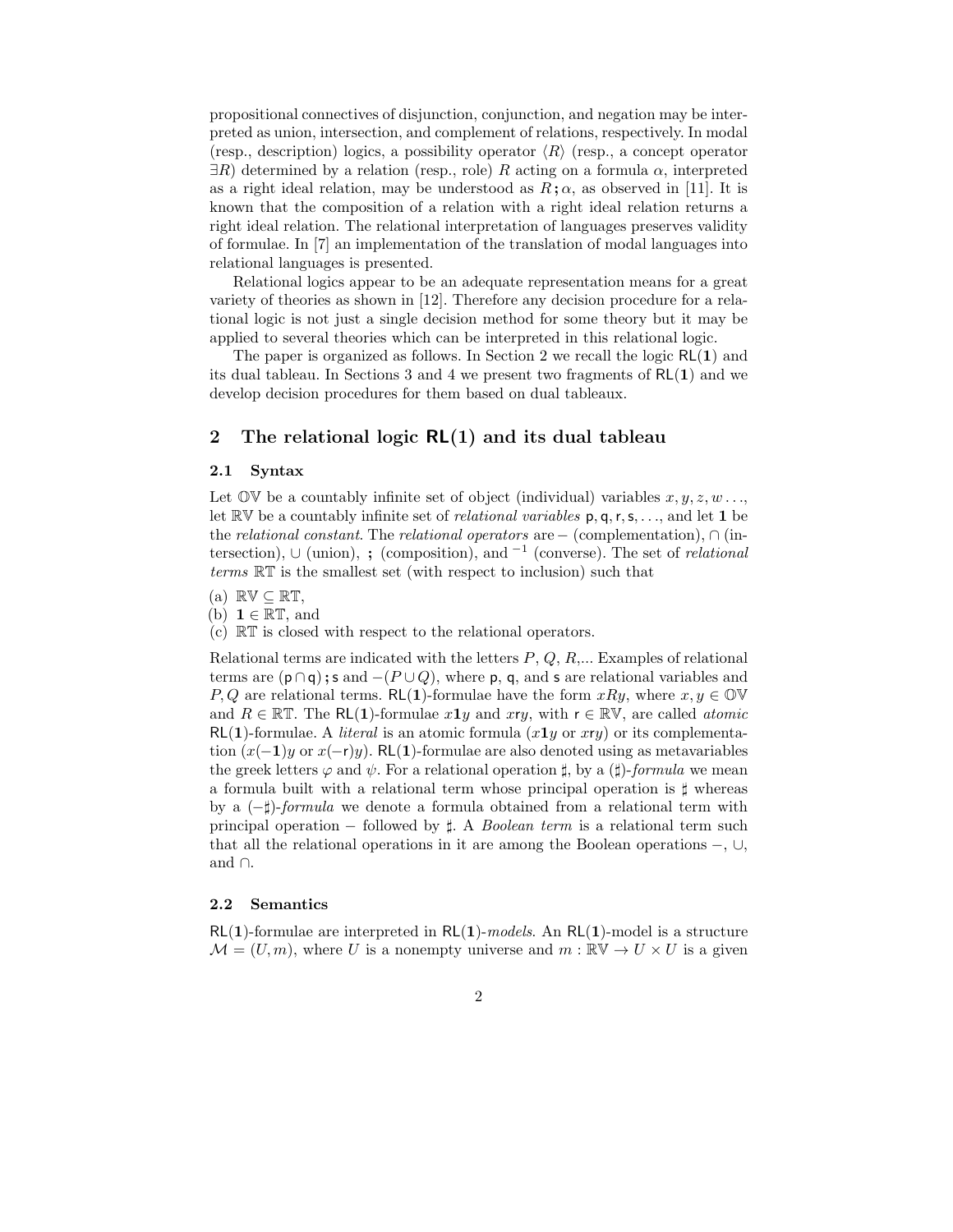propositional connectives of disjunction, conjunction, and negation may be interpreted as union, intersection, and complement of relations, respectively. In modal (resp., description) logics, a possibility operator $\langle R \rangle$ (resp., a concept operator $\exists R$) determined by a relation (resp., role) $R$ acting on a formula $\alpha$, interpreted as a right ideal relation, may be understood as $R\,;\alpha$, as observed in [11]. It is known that the composition of a relation with a right ideal relation returns a right ideal relation. The relational interpretation of languages preserves validity of formulae. In [7] an implementation of the translation of modal languages into relational languages is presented.

Relational logics appear to be an adequate representation means for a great variety of theories as shown in [12]. Therefore any decision procedure for a relational logic is not just a single decision method for some theory but it may be applied to several theories which can be interpreted in this relational logic.

The paper is organized as follows. In Section 2 we recall the logic $\mathsf{RL}(\mathbf{1})$ and its dual tableau. In Sections 3 and 4 we present two fragments of $\mathsf{RL}(\mathbf{1})$ and we develop decision procedures for them based on dual tableaux.

## 2 The relational logic $\mathsf{RL}(1)$ and its dual tableau

### 2.1 Syntax

Let $\mathbb{OV}$ be a countably infinite set of object (individual) variables $x, y, z, w \ldots$, let $\mathbb{RV}$ be a countably infinite set of *relational variables* $\mathsf{p}, \mathsf{q}, \mathsf{r}, \mathsf{s}, \ldots$, and let $\mathbf{1}$ be the *relational constant*. The *relational operators* are $-$ (complementation), $\cap$ (intersection), $\cup$ (union), $\boldsymbol{;}$ (composition), and $^{-1}$ (converse). The set of *relational terms* $\mathbb{RT}$ is the smallest set (with respect to inclusion) such that

(a) $\mathbb{RV} \subseteq \mathbb{RT}$,
(b) $\mathbf{1} \in \mathbb{RT}$, and
(c) $\mathbb{RT}$ is closed with respect to the relational operators.

Relational terms are indicated with the letters $P$, $Q$, $R$,... Examples of relational terms are $(\mathsf{p} \cap \mathsf{q})\,;\mathsf{s}$ and $-(P \cup Q)$, where $\mathsf{p}$, $\mathsf{q}$, and $\mathsf{s}$ are relational variables and $P, Q$ are relational terms. $\mathsf{RL}(\mathbf{1})$-formulae have the form $xRy$, where $x, y \in \mathbb{OV}$ and $R \in \mathbb{RT}$. The $\mathsf{RL}(\mathbf{1})$-formulae $x\mathbf{1}y$ and $x\mathsf{r}y$, with $\mathsf{r} \in \mathbb{RV}$, are called *atomic* $\mathsf{RL}(\mathbf{1})$-formulae. A *literal* is an atomic formula ($x\mathbf{1}y$ or $x\mathsf{r}y$) or its complementation ($x(-\mathbf{1})y$ or $x(-\mathsf{r})y$). $\mathsf{RL}(\mathbf{1})$-formulae are also denoted using as metavariables the greek letters $\varphi$ and $\psi$. For a relational operation $\sharp$, by a $(\sharp)$-*formula* we mean a formula built with a relational term whose principal operation is $\sharp$ whereas by a $(-\sharp)$-*formula* we denote a formula obtained from a relational term with principal operation $-$ followed by $\sharp$. A *Boolean term* is a relational term such that all the relational operations in it are among the Boolean operations $-$, $\cup$, and $\cap$.

### 2.2 Semantics

$\mathsf{RL}(\mathbf{1})$-formulae are interpreted in $\mathsf{RL}(\mathbf{1})$-*models*. An $\mathsf{RL}(\mathbf{1})$-model is a structure $\mathcal{M} = (U, m)$, where $U$ is a nonempty universe and $m : \mathbb{RV} \to U \times U$ is a given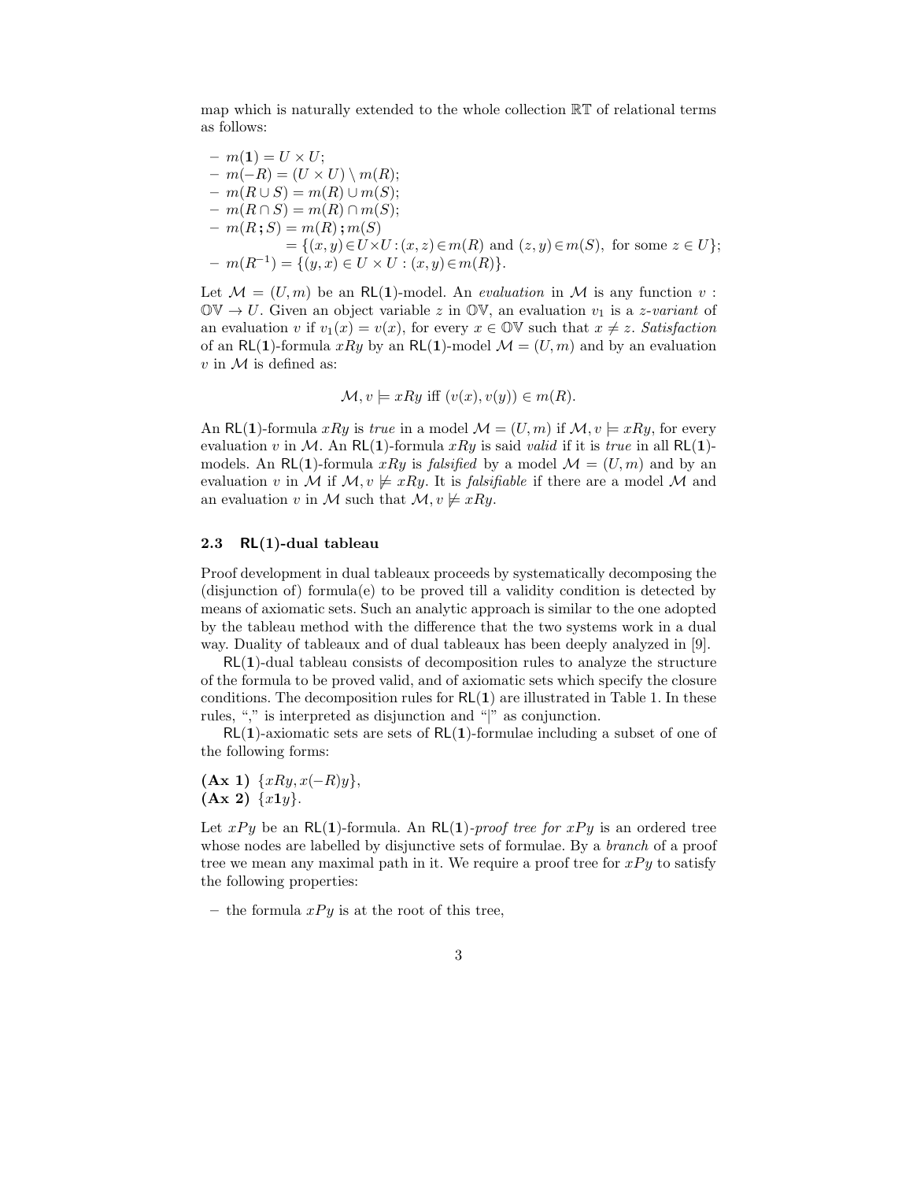map which is naturally extended to the whole collection $\mathbb{RT}$ of relational terms as follows:

- $m(\mathbf{1}) = U \times U$;
- $m(-R) = (U \times U) \setminus m(R)$;
- $m(R \cup S) = m(R) \cup m(S)$;
- $m(R \cap S) = m(R) \cap m(S)$;
- $m(R\,;S) = m(R)\,;m(S)$
  $= \{(x,y) \in U \times U : (x,z) \in m(R) \text{ and } (z,y) \in m(S), \text{ for some } z \in U\}$;
- $m(R^{-1}) = \{(y,x) \in U \times U : (x,y) \in m(R)\}$.

Let $\mathcal{M} = (U, m)$ be an $\mathsf{RL}(\mathbf{1})$-model. An *evaluation* in $\mathcal{M}$ is any function $v : \mathbb{OV} \to U$. Given an object variable $z$ in $\mathbb{OV}$, an evaluation $v_1$ is a *z-variant* of an evaluation $v$ if $v_1(x) = v(x)$, for every $x \in \mathbb{OV}$ such that $x \neq z$. *Satisfaction* of an $\mathsf{RL}(\mathbf{1})$-formula $xRy$ by an $\mathsf{RL}(\mathbf{1})$-model $\mathcal{M} = (U, m)$ and by an evaluation $v$ in $\mathcal{M}$ is defined as:

$$\mathcal{M}, v \models xRy \text{ iff } (v(x), v(y)) \in m(R).$$

An $\mathsf{RL}(\mathbf{1})$-formula $xRy$ is *true* in a model $\mathcal{M} = (U, m)$ if $\mathcal{M}, v \models xRy$, for every evaluation $v$ in $\mathcal{M}$. An $\mathsf{RL}(\mathbf{1})$-formula $xRy$ is said *valid* if it is *true* in all $\mathsf{RL}(\mathbf{1})$-models. An $\mathsf{RL}(\mathbf{1})$-formula $xRy$ is *falsified* by a model $\mathcal{M} = (U, m)$ and by an evaluation $v$ in $\mathcal{M}$ if $\mathcal{M}, v \not\models xRy$. It is *falsifiable* if there are a model $\mathcal{M}$ and an evaluation $v$ in $\mathcal{M}$ such that $\mathcal{M}, v \not\models xRy$.

### 2.3 RL(1)-dual tableau

Proof development in dual tableaux proceeds by systematically decomposing the (disjunction of) formula(e) to be proved till a validity condition is detected by means of axiomatic sets. Such an analytic approach is similar to the one adopted by the tableau method with the difference that the two systems work in a dual way. Duality of tableaux and of dual tableaux has been deeply analyzed in [9].

$\mathsf{RL}(\mathbf{1})$-dual tableau consists of decomposition rules to analyze the structure of the formula to be proved valid, and of axiomatic sets which specify the closure conditions. The decomposition rules for $\mathsf{RL}(\mathbf{1})$ are illustrated in Table 1. In these rules, "," is interpreted as disjunction and "|" as conjunction.

$\mathsf{RL}(\mathbf{1})$-axiomatic sets are sets of $\mathsf{RL}(\mathbf{1})$-formulae including a subset of one of the following forms:

**(Ax 1)** $\{xRy, x(-R)y\}$,
**(Ax 2)** $\{x\mathbf{1}y\}$.

Let $xPy$ be an $\mathsf{RL}(\mathbf{1})$-formula. An $\mathsf{RL}(\mathbf{1})$-*proof tree for* $xPy$ is an ordered tree whose nodes are labelled by disjunctive sets of formulae. By a *branch* of a proof tree we mean any maximal path in it. We require a proof tree for $xPy$ to satisfy the following properties:

- the formula $xPy$ is at the root of this tree,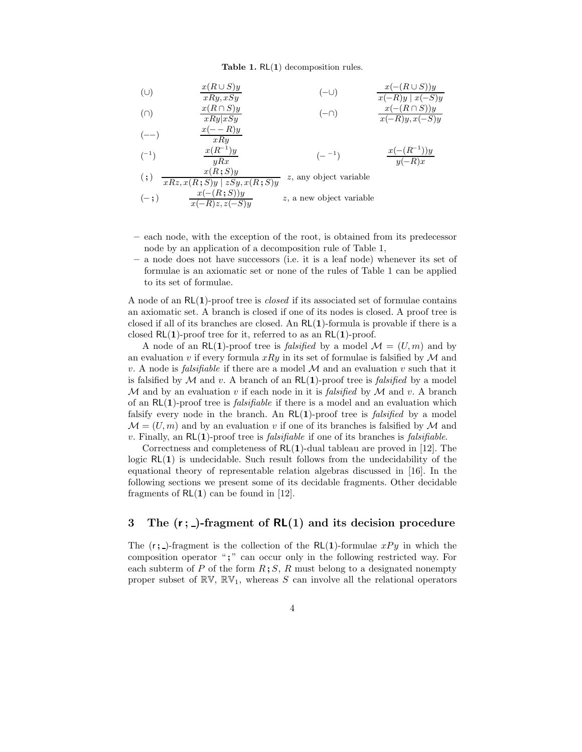**Table 1.** $\mathsf{RL}(\mathbf{1})$ decomposition rules.

| | | | |
|---|---|---|---|
| $(\cup)$ | $\dfrac{x(R\cup S)y}{xRy, xSy}$ | $(-\cup)$ | $\dfrac{x(-(R\cup S))y}{x(-R)y \mid x(-S)y}$ |
| $(\cap)$ | $\dfrac{x(R\cap S)y}{xRy \mid xSy}$ | $(-\cap)$ | $\dfrac{x(-(R\cap S))y}{x(-R)y, x(-S)y}$ |
| $(--)$ | $\dfrac{x(--R)y}{xRy}$ | | |
| $(^{-1})$ | $\dfrac{x(R^{-1})y}{yRx}$ | $(-^{-1})$ | $\dfrac{x(-(R^{-1}))y}{y(-R)x}$ |
| $(\,;\,)$ | $\dfrac{x(R\,;S)y}{xRz, x(R\,;S)y \mid zSy, x(R\,;S)y}$ | $z$, any object variable | |
| $(-\,;\,)$ | $\dfrac{x(-(R\,;S))y}{x(-R)z, z(-S)y}$ | $z$, a new object variable | |

– each node, with the exception of the root, is obtained from its predecessor node by an application of a decomposition rule of Table 1,
– a node does not have successors (i.e. it is a leaf node) whenever its set of formulae is an axiomatic set or none of the rules of Table 1 can be applied to its set of formulae.

A node of an $\mathsf{RL}(\mathbf{1})$-proof tree is *closed* if its associated set of formulae contains an axiomatic set. A branch is closed if one of its nodes is closed. A proof tree is closed if all of its branches are closed. An $\mathsf{RL}(\mathbf{1})$-formula is provable if there is a closed $\mathsf{RL}(\mathbf{1})$-proof tree for it, referred to as an $\mathsf{RL}(\mathbf{1})$-proof.

A node of an $\mathsf{RL}(\mathbf{1})$-proof tree is *falsified* by a model $\mathcal{M} = (U, m)$ and by an evaluation $v$ if every formula $xRy$ in its set of formulae is falsified by $\mathcal{M}$ and $v$. A node is *falsifiable* if there are a model $\mathcal{M}$ and an evaluation $v$ such that it is falsified by $\mathcal{M}$ and $v$. A branch of an $\mathsf{RL}(\mathbf{1})$-proof tree is *falsified* by a model $\mathcal{M}$ and by an evaluation $v$ if each node in it is *falsified* by $\mathcal{M}$ and $v$. A branch of an $\mathsf{RL}(\mathbf{1})$-proof tree is *falsifiable* if there is a model and an evaluation which falsify every node in the branch. An $\mathsf{RL}(\mathbf{1})$-proof tree is *falsified* by a model $\mathcal{M} = (U, m)$ and by an evaluation $v$ if one of its branches is falsified by $\mathcal{M}$ and $v$. Finally, an $\mathsf{RL}(\mathbf{1})$-proof tree is *falsifiable* if one of its branches is *falsifiable*.

Correctness and completeness of $\mathsf{RL}(\mathbf{1})$-dual tableau are proved in [12]. The logic $\mathsf{RL}(\mathbf{1})$ is undecidable. Such result follows from the undecidability of the equational theory of representable relation algebras discussed in [16]. In the following sections we present some of its decidable fragments. Other decidable fragments of $\mathsf{RL}(\mathbf{1})$ can be found in [12].

## 3 The $(\mathsf{r}\,;\,\_)$-fragment of $\mathsf{RL}(1)$ and its decision procedure

The $(\mathsf{r}\,;\,\_)$-fragment is the collection of the $\mathsf{RL}(\mathbf{1})$-formulae $xPy$ in which the composition operator "$;$" can occur only in the following restricted way. For each subterm of $P$ of the form $R\,;S$, $R$ must belong to a designated nonempty proper subset of $\mathbb{RV}$, $\mathbb{RV}_1$, whereas $S$ can involve all the relational operators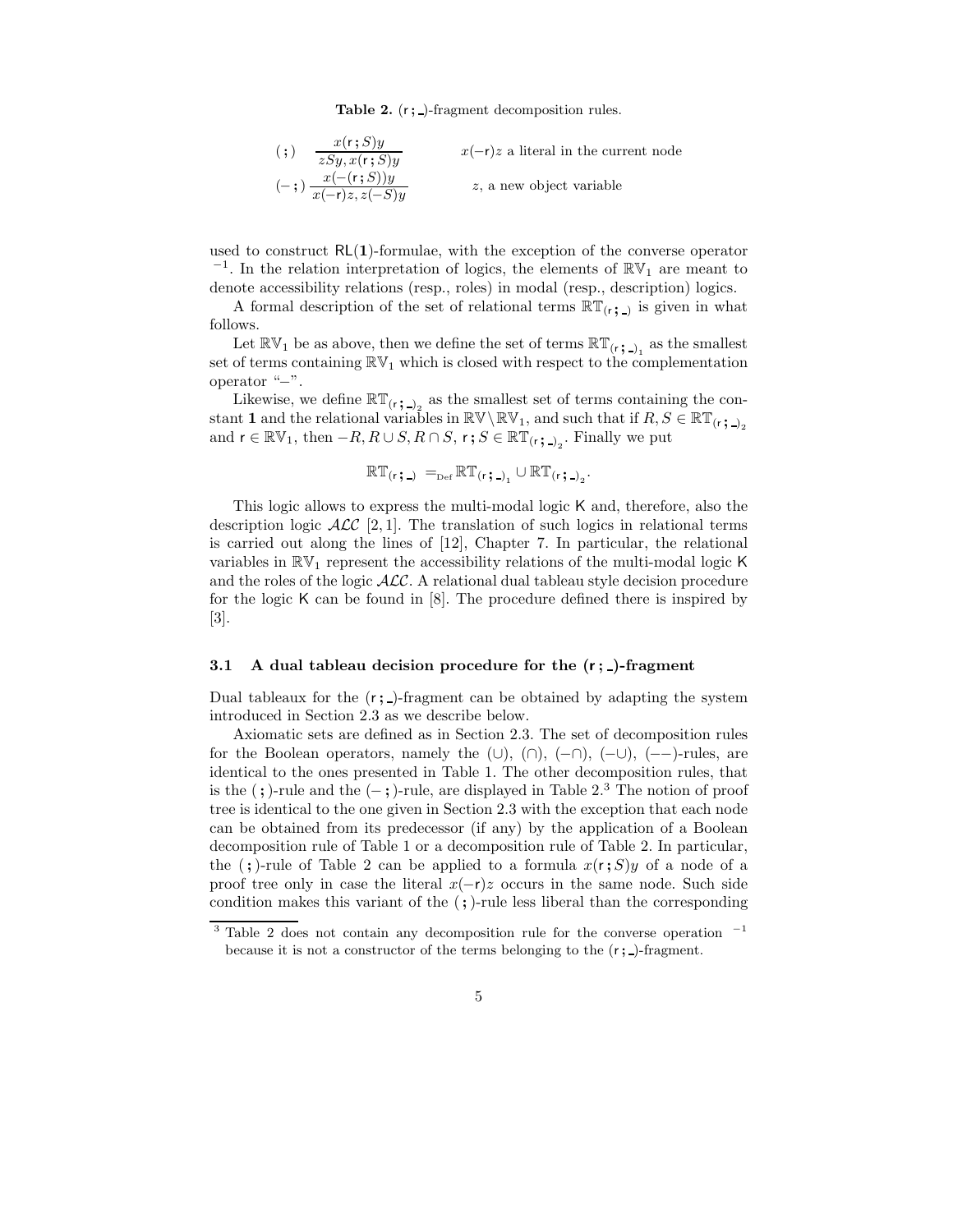**Table 2.** $(\mathsf{r}\,;\,\_)$-fragment decomposition rules.

| | | |
|---|---|---|
| $(\,;\,)$ | $\dfrac{x(\mathsf{r}\,;S)y}{zSy, x(\mathsf{r}\,;S)y}$ | $x(-\mathsf{r})z$ a literal in the current node |
| $(-\,;\,)$ | $\dfrac{x(-(\mathsf{r}\,;S))y}{x(-\mathsf{r})z, z(-S)y}$ | $z$, a new object variable |

used to construct $\mathsf{RL}(\mathbf{1})$-formulae, with the exception of the converse operator ${}^{-1}$. In the relation interpretation of logics, the elements of $\mathbb{RV}_1$ are meant to denote accessibility relations (resp., roles) in modal (resp., description) logics.

A formal description of the set of relational terms $\mathbb{RT}_{(\mathsf{r}\,;\,\_)}$ is given in what follows.

Let $\mathbb{RV}_1$ be as above, then we define the set of terms $\mathbb{RT}_{(\mathsf{r}\,;\,\_)_1}$ as the smallest set of terms containing $\mathbb{RV}_1$ which is closed with respect to the complementation operator "$-$".

Likewise, we define $\mathbb{RT}_{(\mathsf{r}\,;\,\_)_2}$ as the smallest set of terms containing the constant $\mathbf{1}$ and the relational variables in $\mathbb{RV} \setminus \mathbb{RV}_1$, and such that if $R, S \in \mathbb{RT}_{(\mathsf{r}\,;\,\_)_2}$ and $\mathsf{r} \in \mathbb{RV}_1$, then $-R, R \cup S, R \cap S, \mathsf{r}\,;S \in \mathbb{RT}_{(\mathsf{r}\,;\,\_)_2}$. Finally we put

$$\mathbb{RT}_{(\mathsf{r}\,;\,\_)} =_{\mathrm{Def}} \mathbb{RT}_{(\mathsf{r}\,;\,\_)_1} \cup \mathbb{RT}_{(\mathsf{r}\,;\,\_)_2}.$$

This logic allows to express the multi-modal logic $\mathsf{K}$ and, therefore, also the description logic $\mathcal{ALC}$ [2, 1]. The translation of such logics in relational terms is carried out along the lines of [12], Chapter 7. In particular, the relational variables in $\mathbb{RV}_1$ represent the accessibility relations of the multi-modal logic $\mathsf{K}$ and the roles of the logic $\mathcal{ALC}$. A relational dual tableau style decision procedure for the logic $\mathsf{K}$ can be found in [8]. The procedure defined there is inspired by [3].

### 3.1 A dual tableau decision procedure for the $(\mathsf{r}\,;\,\_)$-fragment

Dual tableaux for the $(\mathsf{r}\,;\,\_)$-fragment can be obtained by adapting the system introduced in Section 2.3 as we describe below.

Axiomatic sets are defined as in Section 2.3. The set of decomposition rules for the Boolean operators, namely the $(\cup)$, $(\cap)$, $(-\cap)$, $(-\cup)$, $(--)$-rules, are identical to the ones presented in Table 1. The other decomposition rules, that is the $(\,;\,)$-rule and the $(-\,;\,)$-rule, are displayed in Table 2.[3] The notion of proof tree is identical to the one given in Section 2.3 with the exception that each node can be obtained from its predecessor (if any) by the application of a Boolean decomposition rule of Table 1 or a decomposition rule of Table 2. In particular, the $(\,;\,)$-rule of Table 2 can be applied to a formula $x(\mathsf{r}\,;S)y$ of a node of a proof tree only in case the literal $x(-\mathsf{r})z$ occurs in the same node. Such side condition makes this variant of the $(\,;\,)$-rule less liberal than the corresponding

[3] Table 2 does not contain any decomposition rule for the converse operation ${}^{-1}$ because it is not a constructor of the terms belonging to the $(\mathsf{r}\,;\,\_)$-fragment.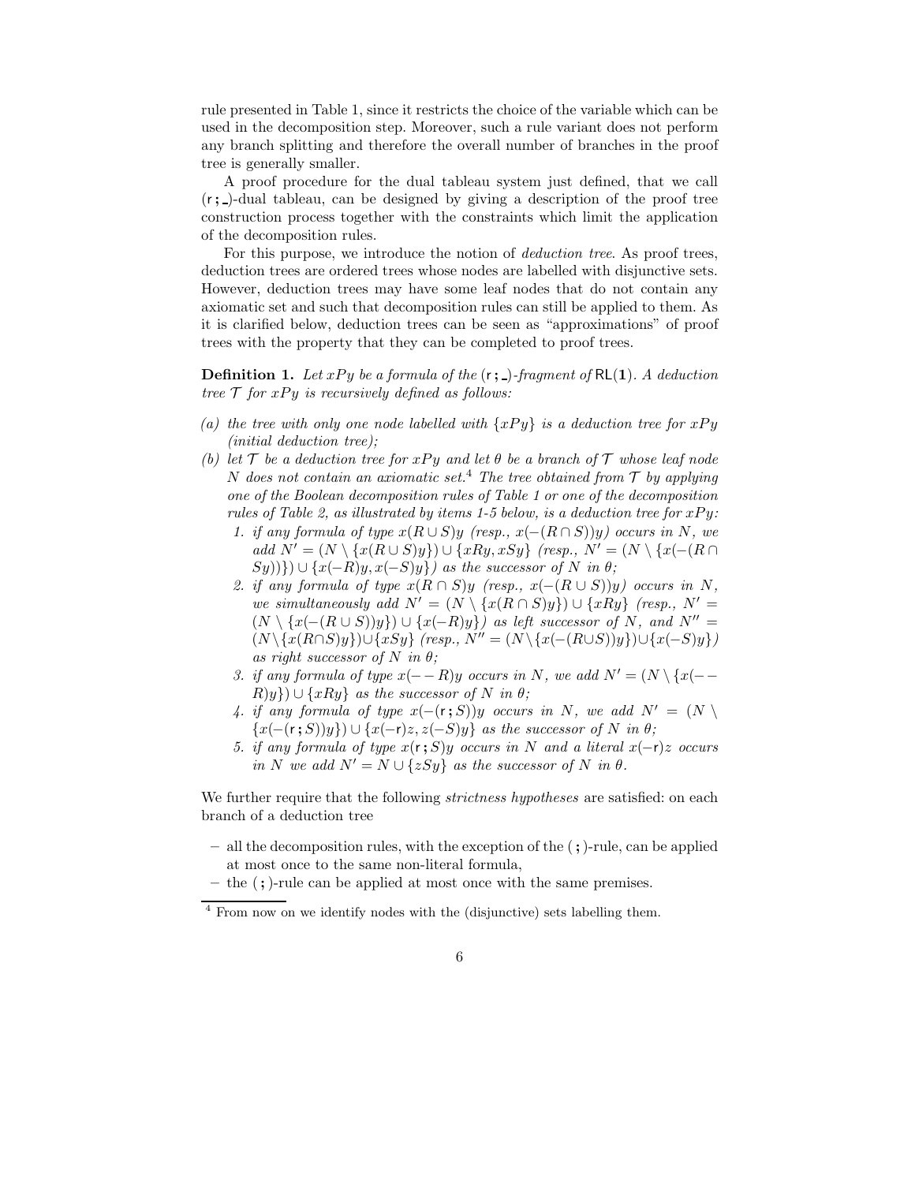rule presented in Table 1, since it restricts the choice of the variable which can be used in the decomposition step. Moreover, such a rule variant does not perform any branch splitting and therefore the overall number of branches in the proof tree is generally smaller.

A proof procedure for the dual tableau system just defined, that we call $(\mathsf{r}\,;\_)$-dual tableau, can be designed by giving a description of the proof tree construction process together with the constraints which limit the application of the decomposition rules.

For this purpose, we introduce the notion of *deduction tree*. As proof trees, deduction trees are ordered trees whose nodes are labelled with disjunctive sets. However, deduction trees may have some leaf nodes that do not contain any axiomatic set and such that decomposition rules can still be applied to them. As it is clarified below, deduction trees can be seen as "approximations" of proof trees with the property that they can be completed to proof trees.

**Definition 1.** *Let $xPy$ be a formula of the $(\mathsf{r}\,;\_)$-fragment of $\mathsf{RL}(\mathbf{1})$. A deduction tree $\mathcal{T}$ for $xPy$ is recursively defined as follows:*

- *(a) the tree with only one node labelled with $\{xPy\}$ is a deduction tree for $xPy$ (initial deduction tree);*
- *(b) let $\mathcal{T}$ be a deduction tree for $xPy$ and let $\theta$ be a branch of $\mathcal{T}$ whose leaf node $N$ does not contain an axiomatic set.[4] The tree obtained from $\mathcal{T}$ by applying one of the Boolean decomposition rules of Table 1 or one of the decomposition rules of Table 2, as illustrated by items 1-5 below, is a deduction tree for $xPy$:*
  1. *if any formula of type $x(R \cup S)y$ (resp., $x(-(R \cap S))y$) occurs in $N$, we add $N' = (N \setminus \{x(R \cup S)y\}) \cup \{xRy, xSy\}$ (resp., $N' = (N \setminus \{x(-(R \cap S))\}) \cup \{x(-R)y, x(-S)y\}$) as the successor of $N$ in $\theta$;*
  2. *if any formula of type $x(R \cap S)y$ (resp., $x(-(R \cup S))y$) occurs in $N$, we simultaneously add $N' = (N \setminus \{x(R \cap S)y\}) \cup \{xRy\}$ (resp., $N' = (N \setminus \{x(-(R \cup S))y\}) \cup \{x(-R)y\}$) as left successor of $N$, and $N'' = (N \setminus \{x(R \cap S)y\}) \cup \{xSy\}$ (resp., $N'' = (N \setminus \{x(-(R \cup S))y\}) \cup \{x(-S)y\}$) as right successor of $N$ in $\theta$;*
  3. *if any formula of type $x(--R)y$ occurs in $N$, we add $N' = (N \setminus \{x(--R)y\}) \cup \{xRy\}$ as the successor of $N$ in $\theta$;*
  4. *if any formula of type $x(-(\mathsf{r}\,;S))y$ occurs in $N$, we add $N' = (N \setminus \{x(-(\mathsf{r}\,;S))y\}) \cup \{x(-\mathsf{r})z, z(-S)y\}$ as the successor of $N$ in $\theta$;*
  5. *if any formula of type $x(\mathsf{r}\,;S)y$ occurs in $N$ and a literal $x(-\mathsf{r})z$ occurs in $N$ we add $N' = N \cup \{zSy\}$ as the successor of $N$ in $\theta$.*

We further require that the following *strictness hypotheses* are satisfied: on each branch of a deduction tree

- all the decomposition rules, with the exception of the $(\,;)$-rule, can be applied at most once to the same non-literal formula,
- the $(\,;)$-rule can be applied at most once with the same premises.

[4] From now on we identify nodes with the (disjunctive) sets labelling them.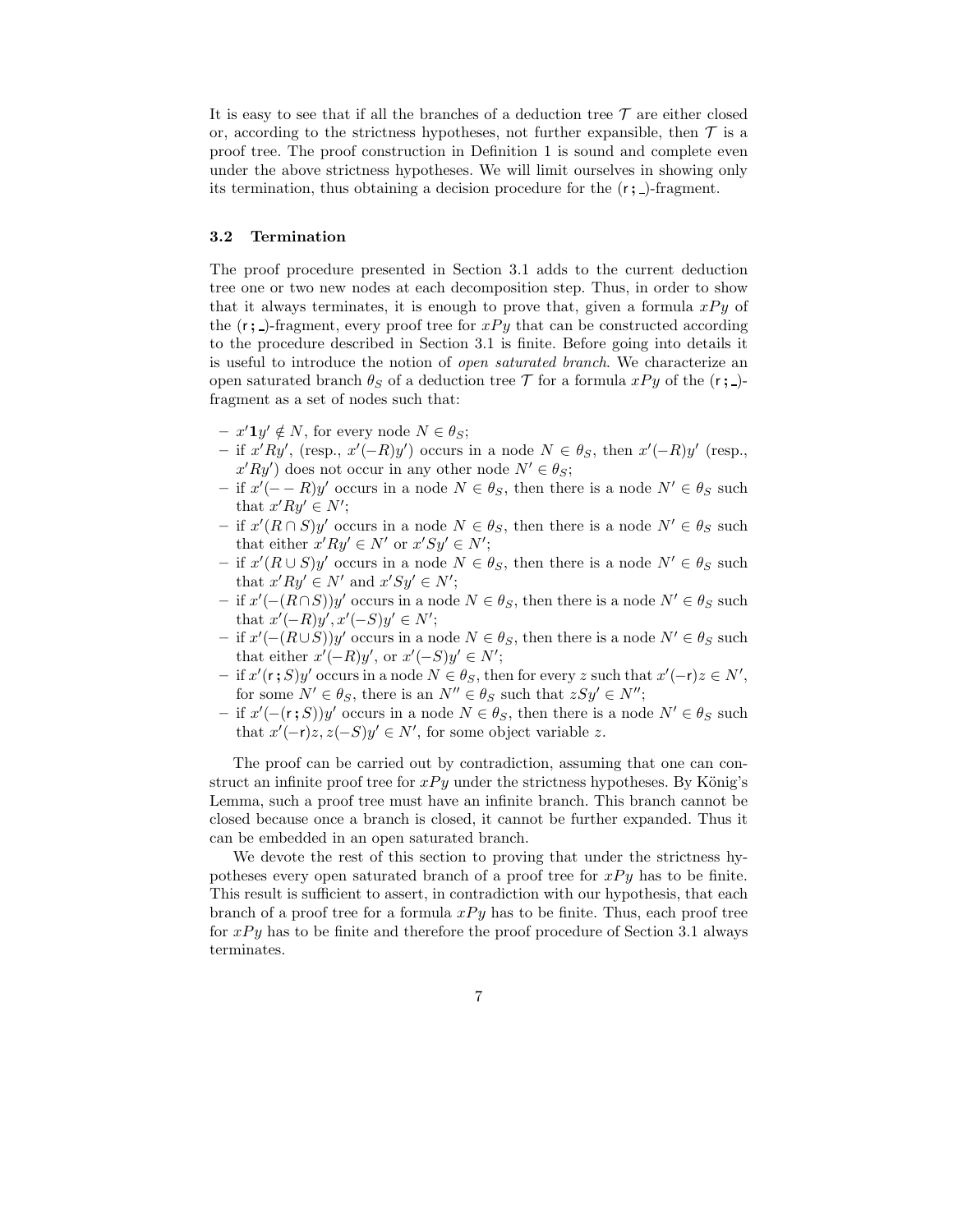It is easy to see that if all the branches of a deduction tree $\mathcal{T}$ are either closed or, according to the strictness hypotheses, not further expansible, then $\mathcal{T}$ is a proof tree. The proof construction in Definition 1 is sound and complete even under the above strictness hypotheses. We will limit ourselves in showing only its termination, thus obtaining a decision procedure for the $(\mathsf{r}\,;\,\_)$-fragment.

### 3.2 Termination

The proof procedure presented in Section 3.1 adds to the current deduction tree one or two new nodes at each decomposition step. Thus, in order to show that it always terminates, it is enough to prove that, given a formula $xPy$ of the $(\mathsf{r}\,;\,\_)$-fragment, every proof tree for $xPy$ that can be constructed according to the procedure described in Section 3.1 is finite. Before going into details it is useful to introduce the notion of *open saturated branch*. We characterize an open saturated branch $\theta_S$ of a deduction tree $\mathcal{T}$ for a formula $xPy$ of the $(\mathsf{r}\,;\,\_)$-fragment as a set of nodes such that:

- $x'\mathbf{1}y' \notin N$, for every node $N \in \theta_S$;
- if $x'Ry'$, (resp., $x'(-R)y'$) occurs in a node $N \in \theta_S$, then $x'(-R)y'$ (resp., $x'Ry'$) does not occur in any other node $N' \in \theta_S$;
- if $x'(--R)y'$ occurs in a node $N \in \theta_S$, then there is a node $N' \in \theta_S$ such that $x'Ry' \in N'$;
- if $x'(R \cap S)y'$ occurs in a node $N \in \theta_S$, then there is a node $N' \in \theta_S$ such that either $x'Ry' \in N'$ or $x'Sy' \in N'$;
- if $x'(R \cup S)y'$ occurs in a node $N \in \theta_S$, then there is a node $N' \in \theta_S$ such that $x'Ry' \in N'$ and $x'Sy' \in N'$;
- if $x'(-(R \cap S))y'$ occurs in a node $N \in \theta_S$, then there is a node $N' \in \theta_S$ such that $x'(-R)y', x'(-S)y' \in N'$;
- if $x'(-(R \cup S))y'$ occurs in a node $N \in \theta_S$, then there is a node $N' \in \theta_S$ such that either $x'(-R)y'$, or $x'(-S)y' \in N'$;
- if $x'(\mathsf{r}\,;S)y'$ occurs in a node $N \in \theta_S$, then for every $z$ such that $x'(-\mathsf{r})z \in N'$, for some $N' \in \theta_S$, there is an $N'' \in \theta_S$ such that $zSy' \in N''$;
- if $x'(-(\mathsf{r}\,;S))y'$ occurs in a node $N \in \theta_S$, then there is a node $N' \in \theta_S$ such that $x'(-\mathsf{r})z, z(-S)y' \in N'$, for some object variable $z$.

The proof can be carried out by contradiction, assuming that one can construct an infinite proof tree for $xPy$ under the strictness hypotheses. By König's Lemma, such a proof tree must have an infinite branch. This branch cannot be closed because once a branch is closed, it cannot be further expanded. Thus it can be embedded in an open saturated branch.

We devote the rest of this section to proving that under the strictness hypotheses every open saturated branch of a proof tree for $xPy$ has to be finite. This result is sufficient to assert, in contradiction with our hypothesis, that each branch of a proof tree for a formula $xPy$ has to be finite. Thus, each proof tree for $xPy$ has to be finite and therefore the proof procedure of Section 3.1 always terminates.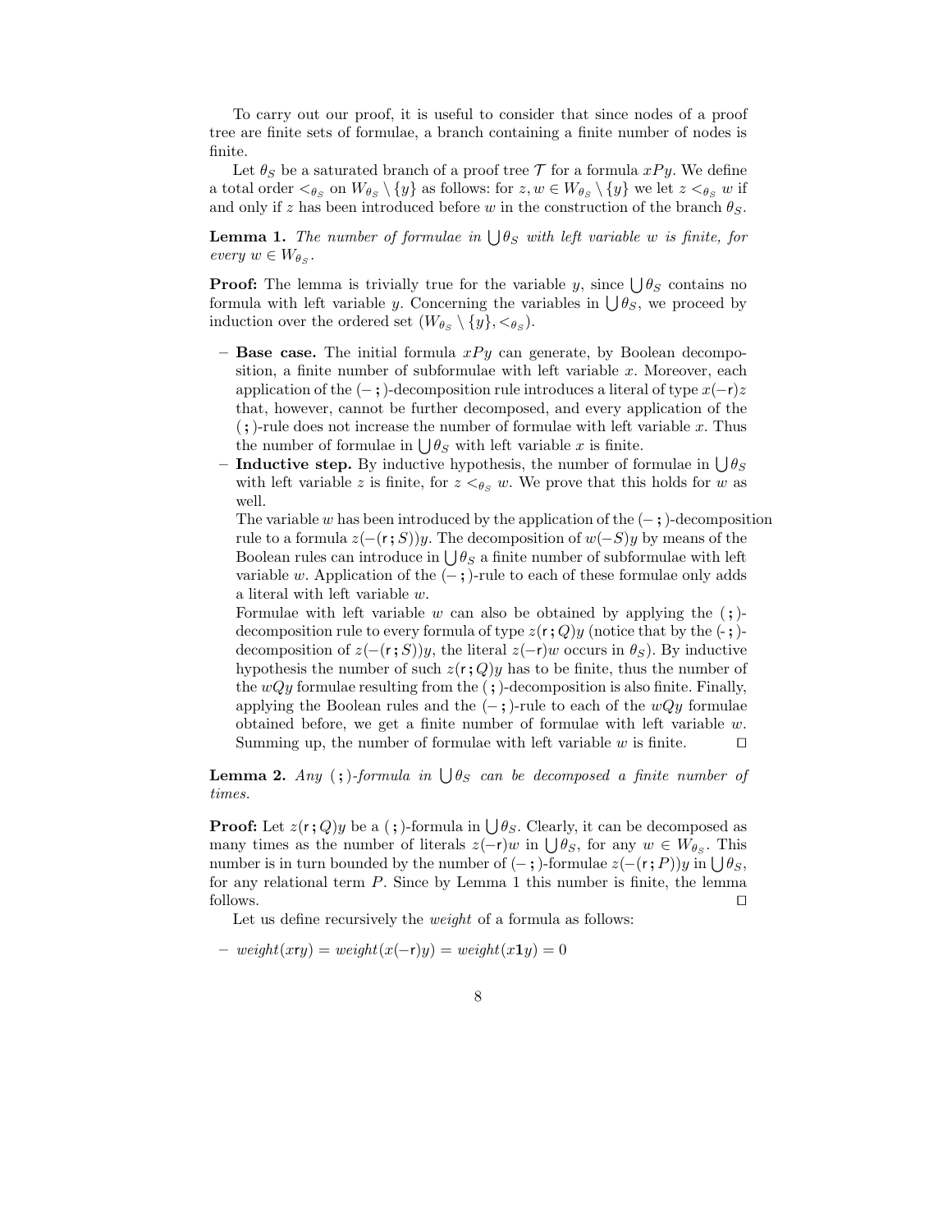To carry out our proof, it is useful to consider that since nodes of a proof tree are finite sets of formulae, a branch containing a finite number of nodes is finite.

Let $\theta_S$ be a saturated branch of a proof tree $\mathcal{T}$ for a formula $xPy$. We define a total order $<_{\theta_S}$ on $W_{\theta_S} \setminus \{y\}$ as follows: for $z, w \in W_{\theta_S} \setminus \{y\}$ we let $z <_{\theta_S} w$ if and only if $z$ has been introduced before $w$ in the construction of the branch $\theta_S$.

**Lemma 1.** *The number of formulae in $\bigcup \theta_S$ with left variable $w$ is finite, for every $w \in W_{\theta_S}$.*

**Proof:** The lemma is trivially true for the variable $y$, since $\bigcup \theta_S$ contains no formula with left variable $y$. Concerning the variables in $\bigcup \theta_S$, we proceed by induction over the ordered set $(W_{\theta_S} \setminus \{y\}, <_{\theta_S})$.

- **Base case.** The initial formula $xPy$ can generate, by Boolean decomposition, a finite number of subformulae with left variable $x$. Moreover, each application of the $(-\,;)$-decomposition rule introduces a literal of type $x(-\mathsf{r})z$ that, however, cannot be further decomposed, and every application of the $(\,;)$-rule does not increase the number of formulae with left variable $x$. Thus the number of formulae in $\bigcup \theta_S$ with left variable $x$ is finite.
- **Inductive step.** By inductive hypothesis, the number of formulae in $\bigcup \theta_S$ with left variable $z$ is finite, for $z <_{\theta_S} w$. We prove that this holds for $w$ as well.
  The variable $w$ has been introduced by the application of the $(-\,;)$-decomposition rule to a formula $z(-(\mathsf{r}\,;S))y$. The decomposition of $w(-S)y$ by means of the Boolean rules can introduce in $\bigcup \theta_S$ a finite number of subformulae with left variable $w$. Application of the $(-\,;)$-rule to each of these formulae only adds a literal with left variable $w$.
  Formulae with left variable $w$ can also be obtained by applying the $(\,;)$-decomposition rule to every formula of type $z(\mathsf{r}\,;Q)y$ (notice that by the $(-\,;)$-decomposition of $z(-(\mathsf{r}\,;S))y$, the literal $z(-\mathsf{r})w$ occurs in $\theta_S$). By inductive hypothesis the number of such $z(\mathsf{r}\,;Q)y$ has to be finite, thus the number of the $wQy$ formulae resulting from the $(\,;)$-decomposition is also finite. Finally, applying the Boolean rules and the $(-\,;)$-rule to each of the $wQy$ formulae obtained before, we get a finite number of formulae with left variable $w$. Summing up, the number of formulae with left variable $w$ is finite. ◻

**Lemma 2.** *Any $(\,;)$-formula in $\bigcup \theta_S$ can be decomposed a finite number of times.*

**Proof:** Let $z(\mathsf{r}\,;Q)y$ be a $(\,;)$-formula in $\bigcup \theta_S$. Clearly, it can be decomposed as many times as the number of literals $z(-\mathsf{r})w$ in $\bigcup \theta_S$, for any $w \in W_{\theta_S}$. This number is in turn bounded by the number of $(-\,;)$-formulae $z(-(\mathsf{r}\,;P))y$ in $\bigcup \theta_S$, for any relational term $P$. Since by Lemma 1 this number is finite, the lemma follows. ◻

Let us define recursively the *weight* of a formula as follows:

- $weight(x\mathsf{r}y) = weight(x(-\mathsf{r})y) = weight(x\mathbf{1}y) = 0$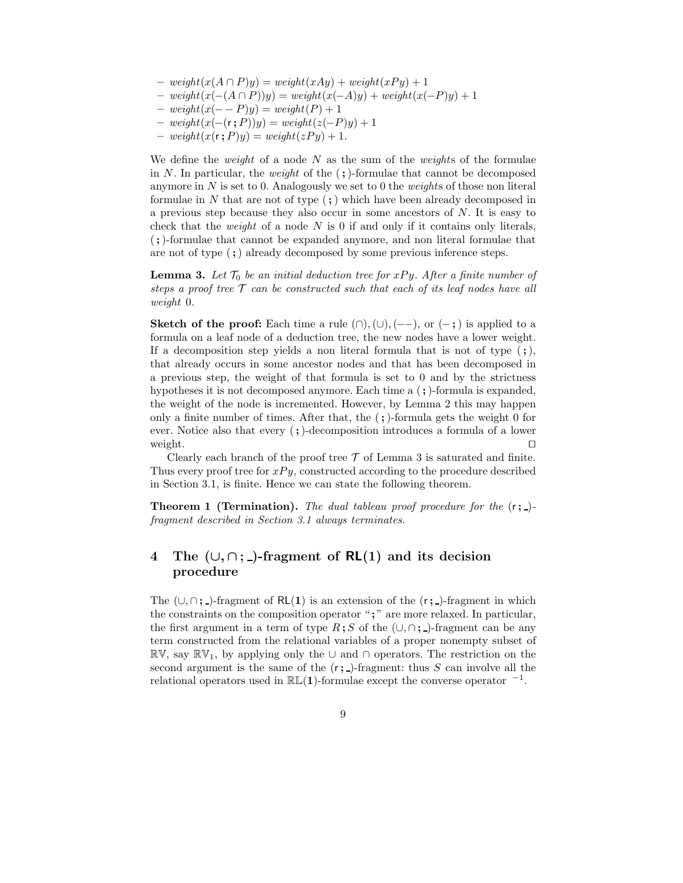- $weight(x(A \cap P)y) = weight(xAy) + weight(xPy) + 1$
- $weight(x(-(A \cap P))y) = weight(x(-A)y) + weight(x(-P)y) + 1$
- $weight(x(--P)y) = weight(P) + 1$
- $weight(x(-(\mathsf{r}\,;P))y) = weight(z(-P)y) + 1$
- $weight(x(\mathsf{r}\,;P)y) = weight(zPy) + 1$.

We define the *weight* of a node $N$ as the sum of the *weight*s of the formulae in $N$. In particular, the *weight* of the $(\,;)$-formulae that cannot be decomposed anymore in $N$ is set to 0. Analogously we set to 0 the *weight*s of those non literal formulae in $N$ that are not of type $(\,;)$ which have been already decomposed in a previous step because they also occur in some ancestors of $N$. It is easy to check that the *weight* of a node $N$ is 0 if and only if it contains only literals, $(\,;)$-formulae that cannot be expanded anymore, and non literal formulae that are not of type $(\,;)$ already decomposed by some previous inference steps.

**Lemma 3.** *Let $\mathcal{T}_0$ be an initial deduction tree for $xPy$. After a finite number of steps a proof tree $\mathcal{T}$ can be constructed such that each of its leaf nodes have all weight* 0*.*

**Sketch of the proof:** Each time a rule $(\cap), (\cup), (--)$, or $(-\,;)$ is applied to a formula on a leaf node of a deduction tree, the new nodes have a lower weight. If a decomposition step yields a non literal formula that is not of type $(\,;)$, that already occurs in some ancestor nodes and that has been decomposed in a previous step, the weight of that formula is set to 0 and by the strictness hypotheses it is not decomposed anymore. Each time a $(\,;)$-formula is expanded, the weight of the node is incremented. However, by Lemma 2 this may happen only a finite number of times. After that, the $(\,;)$-formula gets the weight 0 for ever. Notice also that every $(\,;)$-decomposition introduces a formula of a lower weight. ◻

Clearly each branch of the proof tree $\mathcal{T}$ of Lemma 3 is saturated and finite. Thus every proof tree for $xPy$, constructed according to the procedure described in Section 3.1, is finite. Hence we can state the following theorem.

**Theorem 1 (Termination).** *The dual tableau proof procedure for the $(\mathsf{r}\,;\_)$-fragment described in Section 3.1 always terminates.*

## 4 The $(\cup, \cap\,;\_)$-fragment of $\mathsf{RL}(\mathbf{1})$ and its decision procedure

The $(\cup, \cap\,;\_)$-fragment of $\mathsf{RL}(\mathbf{1})$ is an extension of the $(\mathsf{r}\,;\_)$-fragment in which the constraints on the composition operator "$;$" are more relaxed. In particular, the first argument in a term of type $R\,;S$ of the $(\cup, \cap\,;\_)$-fragment can be any term constructed from the relational variables of a proper nonempty subset of $\mathbb{RV}$, say $\mathbb{RV}_1$, by applying only the $\cup$ and $\cap$ operators. The restriction on the second argument is the same of the $(\mathsf{r}\,;\_)$-fragment: thus $S$ can involve all the relational operators used in $\mathbb{RL}(\mathbf{1})$-formulae except the converse operator ${}^{-1}$.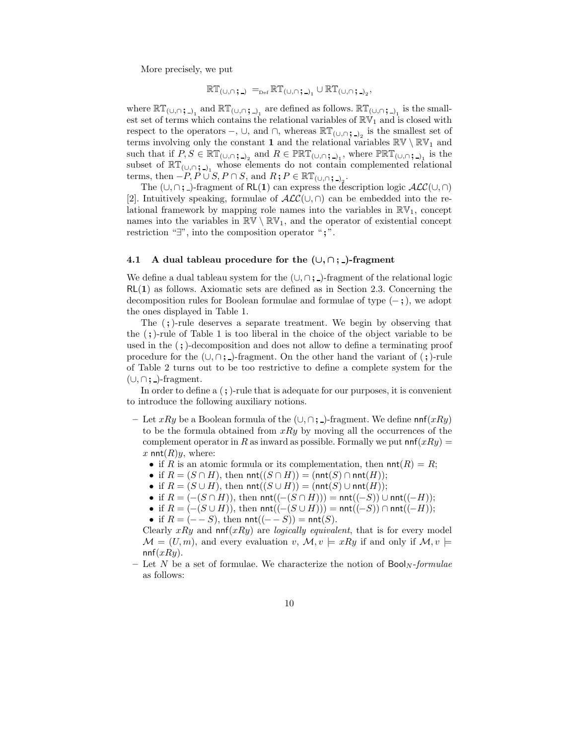More precisely, we put

$$\mathbb{RT}_{(\cup,\cap\,;\,\_)} =_{\text{Def}} \mathbb{RT}_{(\cup,\cap\,;\,\_)_1} \cup \mathbb{RT}_{(\cup,\cap\,;\,\_)_2},$$

where $\mathbb{RT}_{(\cup,\cap\,;\,\_)_1}$ and $\mathbb{RT}_{(\cup,\cap\,;\,\_)_1}$ are defined as follows. $\mathbb{RT}_{(\cup,\cap\,;\,\_)_1}$ is the smallest set of terms which contains the relational variables of $\mathbb{RV}_1$ and is closed with respect to the operators $-$, $\cup$, and $\cap$, whereas $\mathbb{RT}_{(\cup,\cap\,;\,\_)_2}$ is the smallest set of terms involving only the constant $\mathbf{1}$ and the relational variables $\mathbb{RV} \setminus \mathbb{RV}_1$ and such that if $P, S \in \mathbb{RT}_{(\cup,\cap\,;\,\_)_2}$ and $R \in \mathbb{PRT}_{(\cup,\cap\,;\,\_)_1}$, where $\mathbb{PRT}_{(\cup,\cap\,;\,\_)_1}$ is the subset of $\mathbb{RT}_{(\cup,\cap\,;\,\_)_1}$ whose elements do not contain complemented relational terms, then $-P$, $P \cup S$, $P \cap S$, and $R\,;P \in \mathbb{RT}_{(\cup,\cap\,;\,\_)_2}$.

The $(\cup, \cap\,;\,\_)$-fragment of $\mathsf{RL}(\mathbf{1})$ can express the description logic $\mathcal{ALC}(\cup,\cap)$ [2]. Intuitively speaking, formulae of $\mathcal{ALC}(\cup,\cap)$ can be embedded into the relational framework by mapping role names into the variables in $\mathbb{RV}_1$, concept names into the variables in $\mathbb{RV} \setminus \mathbb{RV}_1$, and the operator of existential concept restriction "$\exists$", into the composition operator "$;$".

### 4.1 A dual tableau procedure for the $(\cup, \cap\,;\,\_)$-fragment

We define a dual tableau system for the $(\cup, \cap\,;\,\_)$-fragment of the relational logic $\mathsf{RL}(\mathbf{1})$ as follows. Axiomatic sets are defined as in Section 2.3. Concerning the decomposition rules for Boolean formulae and formulae of type $(-\,;)$, we adopt the ones displayed in Table 1.

The $(\,;)$-rule deserves a separate treatment. We begin by observing that the $(\,;)$-rule of Table 1 is too liberal in the choice of the object variable to be used in the $(\,;)$-decomposition and does not allow to define a terminating proof procedure for the $(\cup, \cap\,;\,\_)$-fragment. On the other hand the variant of $(\,;)$-rule of Table 2 turns out to be too restrictive to define a complete system for the $(\cup, \cap\,;\,\_)$-fragment.

In order to define a $(\,;)$-rule that is adequate for our purposes, it is convenient to introduce the following auxiliary notions.

- Let $xRy$ be a Boolean formula of the $(\cup, \cap\,;\,\_)$-fragment. We define $\mathsf{nnf}(xRy)$ to be the formula obtained from $xRy$ by moving all the occurrences of the complement operator in $R$ as inward as possible. Formally we put $\mathsf{nnf}(xRy) = x\ \mathsf{nnt}(R)y$, where:
  - if $R$ is an atomic formula or its complementation, then $\mathsf{nnt}(R) = R$;
  - if $R = (S \cap H)$, then $\mathsf{nnt}((S \cap H)) = (\mathsf{nnt}(S) \cap \mathsf{nnt}(H))$;
  - if $R = (S \cup H)$, then $\mathsf{nnt}((S \cup H)) = (\mathsf{nnt}(S) \cup \mathsf{nnt}(H))$;
  - if $R = (-(S \cap H))$, then $\mathsf{nnt}((-(S \cap H))) = \mathsf{nnt}((-S)) \cup \mathsf{nnt}((-H))$;
  - if $R = (-(S \cup H))$, then $\mathsf{nnt}((-(S \cup H))) = \mathsf{nnt}((-S)) \cap \mathsf{nnt}((-H))$;
  - if $R = (--S)$, then $\mathsf{nnt}((--S)) = \mathsf{nnt}(S)$.

  Clearly $xRy$ and $\mathsf{nnf}(xRy)$ are *logically equivalent*, that is for every model $\mathcal{M} = (U, m)$, and every evaluation $v$, $\mathcal{M}, v \models xRy$ if and only if $\mathcal{M}, v \models \mathsf{nnf}(xRy)$.
- Let $N$ be a set of formulae. We characterize the notion of $\mathsf{Bool}_N$-*formulae* as follows: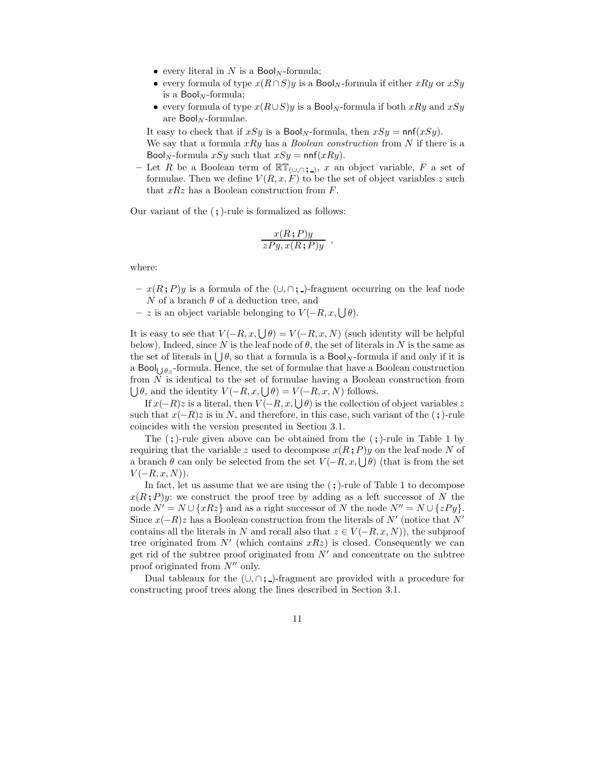- every literal in $N$ is a $\mathsf{Bool}_N$-formula;
- every formula of type $x(R \cap S)y$ is a $\mathsf{Bool}_N$-formula if either $xRy$ or $xSy$ is a $\mathsf{Bool}_N$-formula;
- every formula of type $x(R \cup S)y$ is a $\mathsf{Bool}_N$-formula if both $xRy$ and $xSy$ are $\mathsf{Bool}_N$-formulae.

  It easy to check that if $xSy$ is a $\mathsf{Bool}_N$-formula, then $xSy = \mathsf{nnf}(xSy)$.
  We say that a formula $xRy$ has a *Boolean construction* from $N$ if there is a $\mathsf{Bool}_N$-formula $xSy$ such that $xSy = \mathsf{nnf}(xRy)$.

– Let $R$ be a Boolean term of $\mathbb{RT}_{(\cup,\cap\,;\,\_)}$, $x$ an object variable, $F$ a set of formulae. Then we define $V(R, x, F)$ to be the set of object variables $z$ such that $xRz$ has a Boolean construction from $F$.

Our variant of the ( ; )-rule is formalized as follows:

$$\frac{x(R\,;P)y}{zPy, x(R\,;P)y}\ ,$$

where:

– $x(R\,;P)y$ is a formula of the $(\cup,\cap\,;\,\_)$-fragment occurring on the leaf node $N$ of a branch $\theta$ of a deduction tree, and
– $z$ is an object variable belonging to $V(-R, x, \bigcup\theta)$.

It is easy to see that $V(-R, x, \bigcup\theta) = V(-R, x, N)$ (such identity will be helpful below). Indeed, since $N$ is the leaf node of $\theta$, the set of literals in $N$ is the same as the set of literals in $\bigcup\theta$, so that a formula is a $\mathsf{Bool}_N$-formula if and only if it is a $\mathsf{Bool}_{\bigcup\theta_S}$-formula. Hence, the set of formulae that have a Boolean construction from $N$ is identical to the set of formulae having a Boolean construction from $\bigcup\theta$, and the identity $V(-R, x, \bigcup\theta) = V(-R, x, N)$ follows.

If $x(-R)z$ is a literal, then $V(-R, x, \bigcup\theta)$ is the collection of object variables $z$ such that $x(-R)z$ is in $N$, and therefore, in this case, such variant of the ( ; )-rule coincides with the version presented in Section 3.1.

The ( ; )-rule given above can be obtained from the ( ; )-rule in Table 1 by requiring that the variable $z$ used to decompose $x(R\,;P)y$ on the leaf node $N$ of a branch $\theta$ can only be selected from the set $V(-R, x, \bigcup\theta)$ (that is from the set $V(-R, x, N)$).

In fact, let us assume that we are using the ( ; )-rule of Table 1 to decompose $x(R\,;P)y$: we construct the proof tree by adding as a left successor of $N$ the node $N' = N \cup \{xRz\}$ and as a right successor of $N$ the node $N'' = N \cup \{zPy\}$. Since $x(-R)z$ has a Boolean construction from the literals of $N'$ (notice that $N'$ contains all the literals in $N$ and recall also that $z \in V(-R, x, N)$), the subproof tree originated from $N'$ (which contains $xRz$) is closed. Consequently we can get rid of the subtree proof originated from $N'$ and concentrate on the subtree proof originated from $N''$ only.

Dual tableaux for the $(\cup,\cap\,;\,\_)$-fragment are provided with a procedure for constructing proof trees along the lines described in Section 3.1.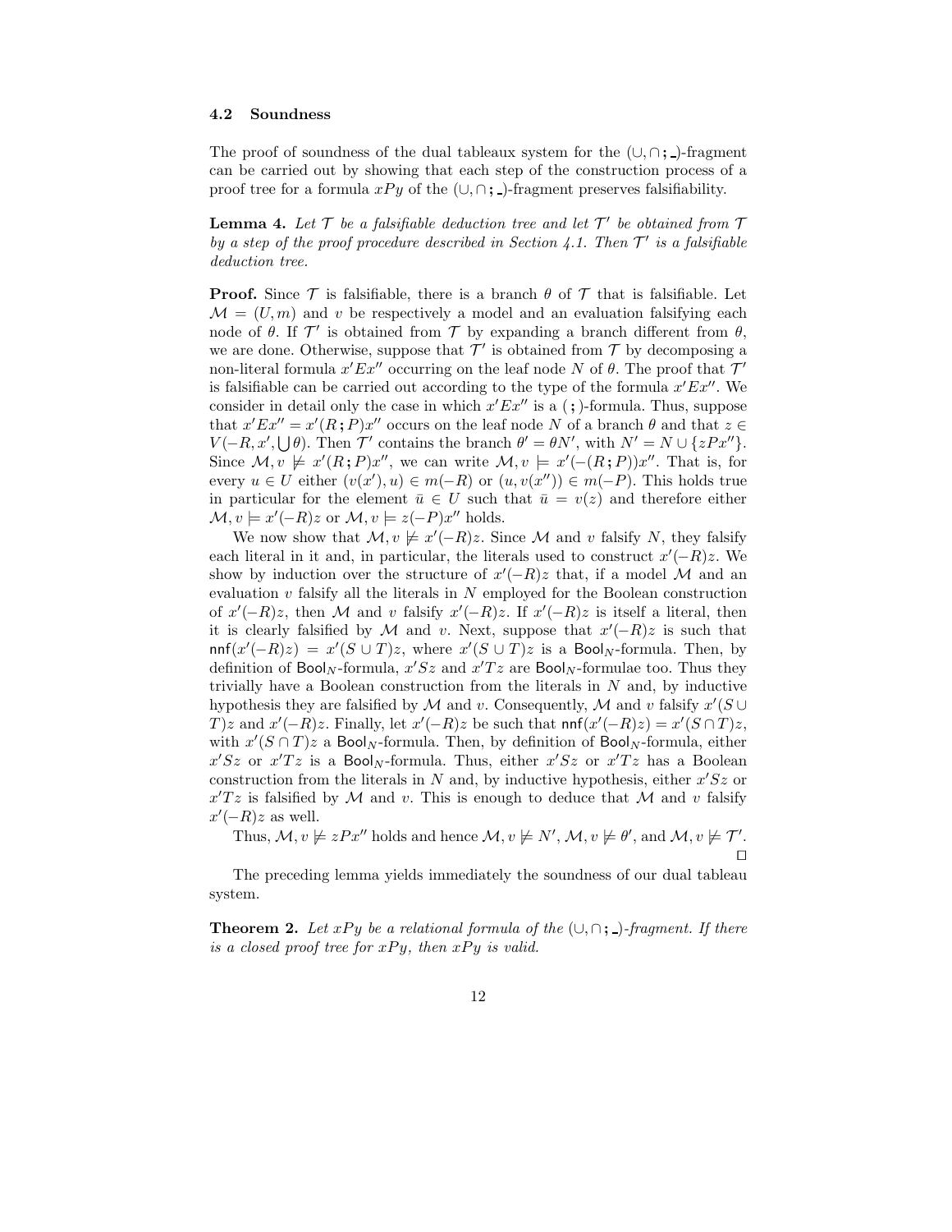### 4.2 Soundness

The proof of soundness of the dual tableaux system for the $(\cup, \cap ; \_)$-fragment can be carried out by showing that each step of the construction process of a proof tree for a formula $xPy$ of the $(\cup, \cap ; \_)$-fragment preserves falsifiability.

**Lemma 4.** *Let $\mathcal{T}$ be a falsifiable deduction tree and let $\mathcal{T}'$ be obtained from $\mathcal{T}$ by a step of the proof procedure described in Section 4.1. Then $\mathcal{T}'$ is a falsifiable deduction tree.*

**Proof.** Since $\mathcal{T}$ is falsifiable, there is a branch $\theta$ of $\mathcal{T}$ that is falsifiable. Let $\mathcal{M} = (U, m)$ and $v$ be respectively a model and an evaluation falsifying each node of $\theta$. If $\mathcal{T}'$ is obtained from $\mathcal{T}$ by expanding a branch different from $\theta$, we are done. Otherwise, suppose that $\mathcal{T}'$ is obtained from $\mathcal{T}$ by decomposing a non-literal formula $x'Ex''$ occurring on the leaf node $N$ of $\theta$. The proof that $\mathcal{T}'$ is falsifiable can be carried out according to the type of the formula $x'Ex''$. We consider in detail only the case in which $x'Ex''$ is a $(;)$-formula. Thus, suppose that $x'Ex'' = x'(R ; P)x''$ occurs on the leaf node $N$ of a branch $\theta$ and that $z \in V(-R, x', \bigcup \theta)$. Then $\mathcal{T}'$ contains the branch $\theta' = \theta N'$, with $N' = N \cup \{zPx''\}$. Since $\mathcal{M}, v \not\models x'(R ; P)x''$, we can write $\mathcal{M}, v \models x'(-(R ; P))x''$. That is, for every $u \in U$ either $(v(x'), u) \in m(-R)$ or $(u, v(x'')) \in m(-P)$. This holds true in particular for the element $\bar{u} \in U$ such that $\bar{u} = v(z)$ and therefore either $\mathcal{M}, v \models x'(-R)z$ or $\mathcal{M}, v \models z(-P)x''$ holds.

We now show that $\mathcal{M}, v \not\models x'(-R)z$. Since $\mathcal{M}$ and $v$ falsify $N$, they falsify each literal in it and, in particular, the literals used to construct $x'(-R)z$. We show by induction over the structure of $x'(-R)z$ that, if a model $\mathcal{M}$ and an evaluation $v$ falsify all the literals in $N$ employed for the Boolean construction of $x'(-R)z$, then $\mathcal{M}$ and $v$ falsify $x'(-R)z$. If $x'(-R)z$ is itself a literal, then it is clearly falsified by $\mathcal{M}$ and $v$. Next, suppose that $x'(-R)z$ is such that $\mathsf{nnf}(x'(-R)z) = x'(S \cup T)z$, where $x'(S \cup T)z$ is a $\mathsf{Bool}_N$-formula. Then, by definition of $\mathsf{Bool}_N$-formula, $x'Sz$ and $x'Tz$ are $\mathsf{Bool}_N$-formulae too. Thus they trivially have a Boolean construction from the literals in $N$ and, by inductive hypothesis they are falsified by $\mathcal{M}$ and $v$. Consequently, $\mathcal{M}$ and $v$ falsify $x'(S \cup T)z$ and $x'(-R)z$. Finally, let $x'(-R)z$ be such that $\mathsf{nnf}(x'(-R)z) = x'(S \cap T)z$, with $x'(S \cap T)z$ a $\mathsf{Bool}_N$-formula. Then, by definition of $\mathsf{Bool}_N$-formula, either $x'Sz$ or $x'Tz$ is a $\mathsf{Bool}_N$-formula. Thus, either $x'Sz$ or $x'Tz$ has a Boolean construction from the literals in $N$ and, by inductive hypothesis, either $x'Sz$ or $x'Tz$ is falsified by $\mathcal{M}$ and $v$. This is enough to deduce that $\mathcal{M}$ and $v$ falsify $x'(-R)z$ as well.

Thus, $\mathcal{M}, v \not\models zPx''$ holds and hence $\mathcal{M}, v \not\models N'$, $\mathcal{M}, v \not\models \theta'$, and $\mathcal{M}, v \not\models \mathcal{T}'$. $\square$

The preceding lemma yields immediately the soundness of our dual tableau system.

**Theorem 2.** *Let $xPy$ be a relational formula of the $(\cup, \cap ; \_)$-fragment. If there is a closed proof tree for $xPy$, then $xPy$ is valid.*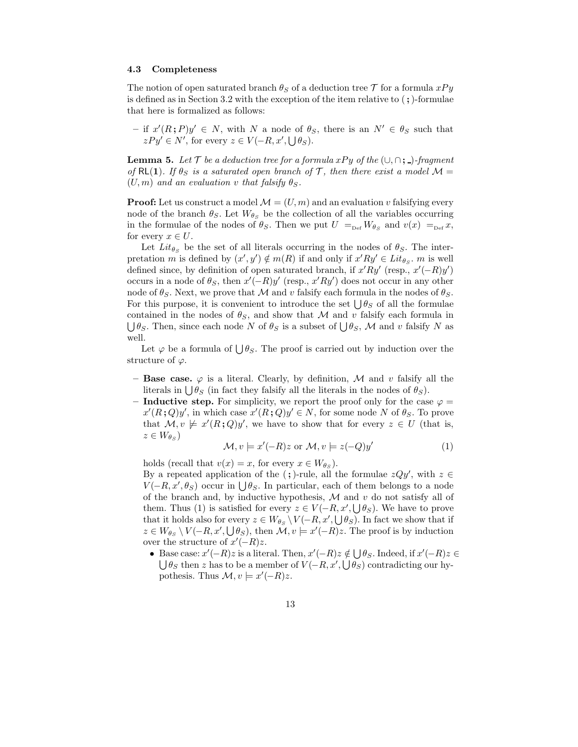### 4.3 Completeness

The notion of open saturated branch $\theta_S$ of a deduction tree $\mathcal{T}$ for a formula $xPy$ is defined as in Section 3.2 with the exception of the item relative to $(\,;)$-formulae that here is formalized as follows:

– if $x'(R\,;P)y' \in N$, with $N$ a node of $\theta_S$, there is an $N' \in \theta_S$ such that $zPy' \in N'$, for every $z \in V(-R, x', \bigcup \theta_S)$.

**Lemma 5.** *Let $\mathcal{T}$ be a deduction tree for a formula $xPy$ of the $(\cup, \cap\,; \_)$-fragment of $\mathsf{RL}(\mathbf{1})$. If $\theta_S$ is a saturated open branch of $\mathcal{T}$, then there exist a model $\mathcal{M} = (U, m)$ and an evaluation $v$ that falsify $\theta_S$.*

**Proof:** Let us construct a model $\mathcal{M} = (U, m)$ and an evaluation $v$ falsifying every node of the branch $\theta_S$. Let $W_{\theta_S}$ be the collection of all the variables occurring in the formulae of the nodes of $\theta_S$. Then we put $U =_{\text{Def}} W_{\theta_S}$ and $v(x) =_{\text{Def}} x$, for every $x \in U$.

Let $Lit_{\theta_S}$ be the set of all literals occurring in the nodes of $\theta_S$. The interpretation $m$ is defined by $(x', y') \notin m(R)$ if and only if $x'Ry' \in Lit_{\theta_S}$. $m$ is well defined since, by definition of open saturated branch, if $x'Ry'$ (resp., $x'(-R)y'$) occurs in a node of $\theta_S$, then $x'(-R)y'$ (resp., $x'Ry'$) does not occur in any other node of $\theta_S$. Next, we prove that $\mathcal{M}$ and $v$ falsify each formula in the nodes of $\theta_S$. For this purpose, it is convenient to introduce the set $\bigcup \theta_S$ of all the formulae contained in the nodes of $\theta_S$, and show that $\mathcal{M}$ and $v$ falsify each formula in $\bigcup \theta_S$. Then, since each node $N$ of $\theta_S$ is a subset of $\bigcup \theta_S$, $\mathcal{M}$ and $v$ falsify $N$ as well.

Let $\varphi$ be a formula of $\bigcup \theta_S$. The proof is carried out by induction over the structure of $\varphi$.

– **Base case.** $\varphi$ is a literal. Clearly, by definition, $\mathcal{M}$ and $v$ falsify all the literals in $\bigcup \theta_S$ (in fact they falsify all the literals in the nodes of $\theta_S$).

– **Inductive step.** For simplicity, we report the proof only for the case $\varphi = x'(R\,;Q)y'$, in which case $x'(R\,;Q)y' \in N$, for some node $N$ of $\theta_S$. To prove that $\mathcal{M}, v \not\models x'(R\,;Q)y'$, we have to show that for every $z \in U$ (that is, $z \in W_{\theta_S}$)

$$\mathcal{M}, v \models x'(-R)z \text{ or } \mathcal{M}, v \models z(-Q)y' \tag{1}$$

holds (recall that $v(x) = x$, for every $x \in W_{\theta_S}$).
By a repeated application of the $(\,;)$-rule, all the formulae $zQy'$, with $z \in V(-R, x', \theta_S)$ occur in $\bigcup \theta_S$. In particular, each of them belongs to a node of the branch and, by inductive hypothesis, $\mathcal{M}$ and $v$ do not satisfy all of them. Thus (1) is satisfied for every $z \in V(-R, x', \bigcup \theta_S)$. We have to prove that it holds also for every $z \in W_{\theta_S} \setminus V(-R, x', \bigcup \theta_S)$. In fact we show that if $z \in W_{\theta_S} \setminus V(-R, x', \bigcup \theta_S)$, then $\mathcal{M}, v \models x'(-R)z$. The proof is by induction over the structure of $x'(-R)z$.

  - Base case: $x'(-R)z$ is a literal. Then, $x'(-R)z \notin \bigcup \theta_S$. Indeed, if $x'(-R)z \in \bigcup \theta_S$ then $z$ has to be a member of $V(-R, x', \bigcup \theta_S)$ contradicting our hypothesis. Thus $\mathcal{M}, v \models x'(-R)z$.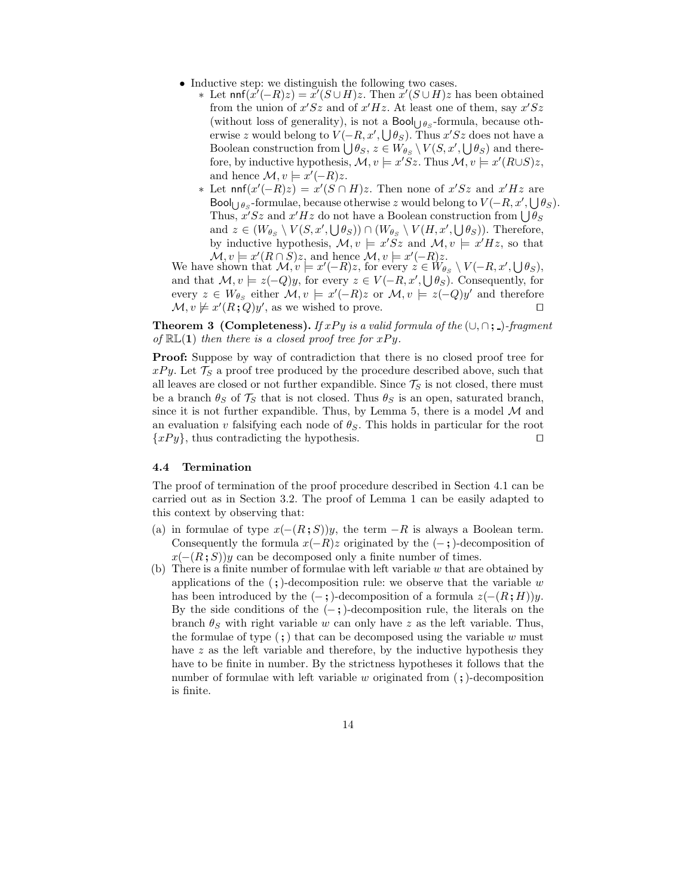- Inductive step: we distinguish the following two cases.
  - Let $\mathsf{nnf}(x'(-R)z) = x'(S \cup H)z$. Then $x'(S \cup H)z$ has been obtained from the union of $x'Sz$ and of $x'Hz$. At least one of them, say $x'Sz$ (without loss of generality), is not a $\mathsf{Bool}_{\bigcup \theta_S}$-formula, because otherwise $z$ would belong to $V(-R, x', \bigcup \theta_S)$. Thus $x'Sz$ does not have a Boolean construction from $\bigcup \theta_S$, $z \in W_{\theta_S} \setminus V(S, x', \bigcup \theta_S)$ and therefore, by inductive hypothesis, $\mathcal{M}, v \models x'Sz$. Thus $\mathcal{M}, v \models x'(R \cup S)z$, and hence $\mathcal{M}, v \models x'(-R)z$.
  - Let $\mathsf{nnf}(x'(-R)z) = x'(S \cap H)z$. Then none of $x'Sz$ and $x'Hz$ are $\mathsf{Bool}_{\bigcup \theta_S}$-formulae, because otherwise $z$ would belong to $V(-R, x', \bigcup \theta_S)$. Thus, $x'Sz$ and $x'Hz$ do not have a Boolean construction from $\bigcup \theta_S$ and $z \in (W_{\theta_S} \setminus V(S, x', \bigcup \theta_S)) \cap (W_{\theta_S} \setminus V(H, x', \bigcup \theta_S))$. Therefore, by inductive hypothesis, $\mathcal{M}, v \models x'Sz$ and $\mathcal{M}, v \models x'Hz$, so that $\mathcal{M}, v \models x'(R \cap S)z$, and hence $\mathcal{M}, v \models x'(-R)z$.

We have shown that $\mathcal{M}, v \models x'(-R)z$, for every $z \in W_{\theta_S} \setminus V(-R, x', \bigcup \theta_S)$, and that $\mathcal{M}, v \models z(-Q)y$, for every $z \in V(-R, x', \bigcup \theta_S)$. Consequently, for every $z \in W_{\theta_S}$ either $\mathcal{M}, v \models x'(-R)z$ or $\mathcal{M}, v \models z(-Q)y'$ and therefore $\mathcal{M}, v \not\models x'(R\,;Q)y'$, as we wished to prove. $\square$

**Theorem 3 (Completeness).** *If $xPy$ is a valid formula of the $(\cup, \cap\,; \_)$-fragment of $\mathbb{RL}(\mathbf{1})$ then there is a closed proof tree for $xPy$.*

**Proof:** Suppose by way of contradiction that there is no closed proof tree for $xPy$. Let $\mathcal{T}_S$ a proof tree produced by the procedure described above, such that all leaves are closed or not further expandible. Since $\mathcal{T}_S$ is not closed, there must be a branch $\theta_S$ of $\mathcal{T}_S$ that is not closed. Thus $\theta_S$ is an open, saturated branch, since it is not further expandible. Thus, by Lemma 5, there is a model $\mathcal{M}$ and an evaluation $v$ falsifying each node of $\theta_S$. This holds in particular for the root $\{xPy\}$, thus contradicting the hypothesis. $\square$

### 4.4 Termination

The proof of termination of the proof procedure described in Section 4.1 can be carried out as in Section 3.2. The proof of Lemma 1 can be easily adapted to this context by observing that:

(a) in formulae of type $x(-(R\,;S))y$, the term $-R$ is always a Boolean term. Consequently the formula $x(-R)z$ originated by the $(-\,;)$-decomposition of $x(-(R\,;S))y$ can be decomposed only a finite number of times.

(b) There is a finite number of formulae with left variable $w$ that are obtained by applications of the $(\,;)$-decomposition rule: we observe that the variable $w$ has been introduced by the $(-\,;)$-decomposition of a formula $z(-(R\,;H))y$. By the side conditions of the $(-\,;)$-decomposition rule, the literals on the branch $\theta_S$ with right variable $w$ can only have $z$ as the left variable. Thus, the formulae of type $(\,;)$ that can be decomposed using the variable $w$ must have $z$ as the left variable and therefore, by the inductive hypothesis they have to be finite in number. By the strictness hypotheses it follows that the number of formulae with left variable $w$ originated from $(\,;)$-decomposition is finite.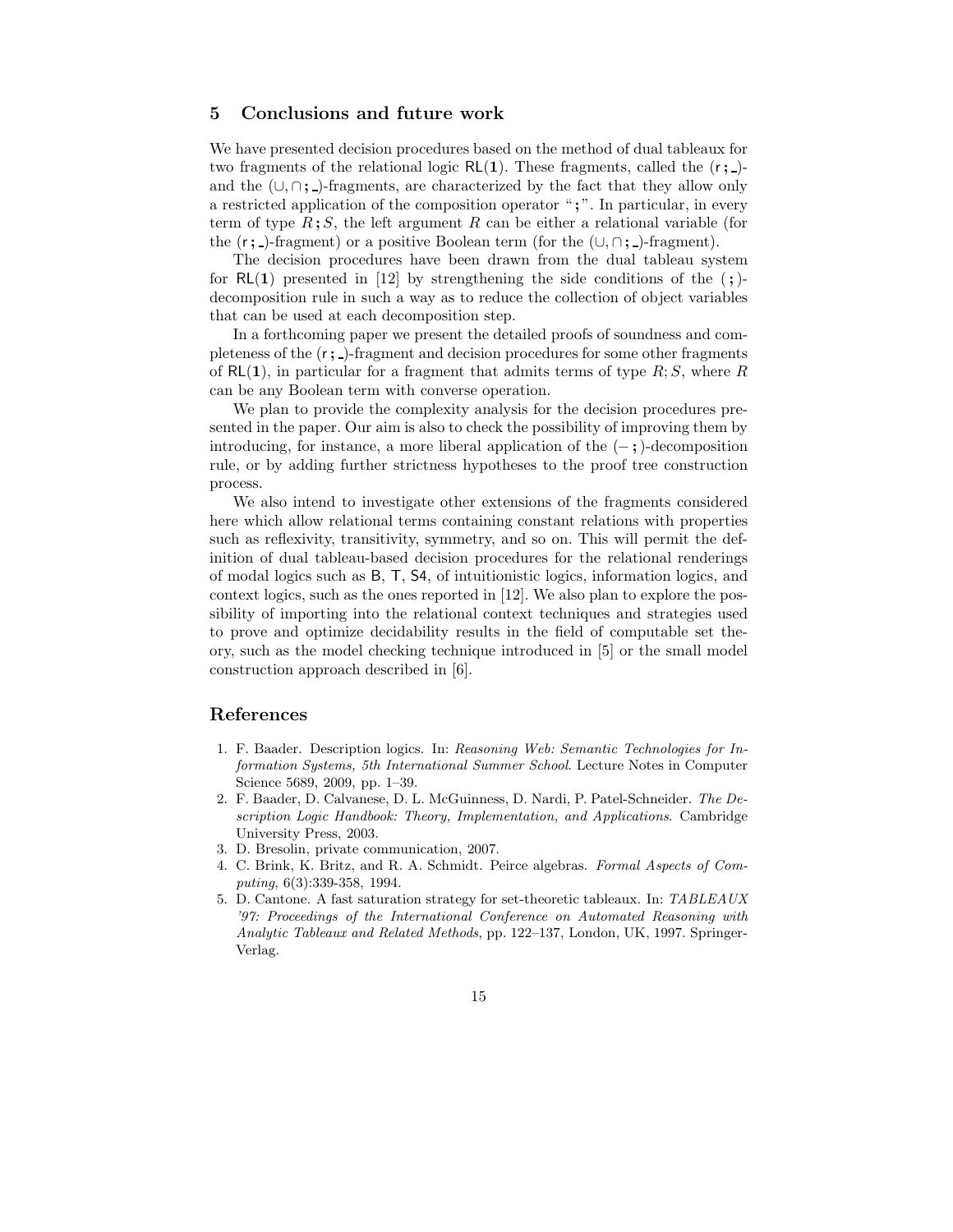## 5 Conclusions and future work

We have presented decision procedures based on the method of dual tableaux for two fragments of the relational logic $\mathsf{RL}(\mathbf{1})$. These fragments, called the $(\mathsf{r}\,;\_)$- and the $(\cup, \cap\,;\_)$-fragments, are characterized by the fact that they allow only a restricted application of the composition operator "$;$". In particular, in every term of type $R\,;S$, the left argument $R$ can be either a relational variable (for the $(\mathsf{r}\,;\_)$-fragment) or a positive Boolean term (for the $(\cup, \cap\,;\_)$-fragment).

The decision procedures have been drawn from the dual tableau system for $\mathsf{RL}(\mathbf{1})$ presented in [12] by strengthening the side conditions of the $(\,;)$-decomposition rule in such a way as to reduce the collection of object variables that can be used at each decomposition step.

In a forthcoming paper we present the detailed proofs of soundness and completeness of the $(\mathsf{r}\,;\_)$-fragment and decision procedures for some other fragments of $\mathsf{RL}(\mathbf{1})$, in particular for a fragment that admits terms of type $R;S$, where $R$ can be any Boolean term with converse operation.

We plan to provide the complexity analysis for the decision procedures presented in the paper. Our aim is also to check the possibility of improving them by introducing, for instance, a more liberal application of the $(-\,;)$-decomposition rule, or by adding further strictness hypotheses to the proof tree construction process.

We also intend to investigate other extensions of the fragments considered here which allow relational terms containing constant relations with properties such as reflexivity, transitivity, symmetry, and so on. This will permit the definition of dual tableau-based decision procedures for the relational renderings of modal logics such as $\mathsf{B}$, $\mathsf{T}$, $\mathsf{S4}$, of intuitionistic logics, information logics, and context logics, such as the ones reported in [12]. We also plan to explore the possibility of importing into the relational context techniques and strategies used to prove and optimize decidability results in the field of computable set theory, such as the model checking technique introduced in [5] or the small model construction approach described in [6].

## References

1. F. Baader. Description logics. In: *Reasoning Web: Semantic Technologies for Information Systems, 5th International Summer School*. Lecture Notes in Computer Science 5689, 2009, pp. 1–39.
2. F. Baader, D. Calvanese, D. L. McGuinness, D. Nardi, P. Patel-Schneider. *The Description Logic Handbook: Theory, Implementation, and Applications*. Cambridge University Press, 2003.
3. D. Bresolin, private communication, 2007.
4. C. Brink, K. Britz, and R. A. Schmidt. Peirce algebras. *Formal Aspects of Computing*, 6(3):339-358, 1994.
5. D. Cantone. A fast saturation strategy for set-theoretic tableaux. In: *TABLEAUX '97: Proceedings of the International Conference on Automated Reasoning with Analytic Tableaux and Related Methods*, pp. 122–137, London, UK, 1997. Springer-Verlag.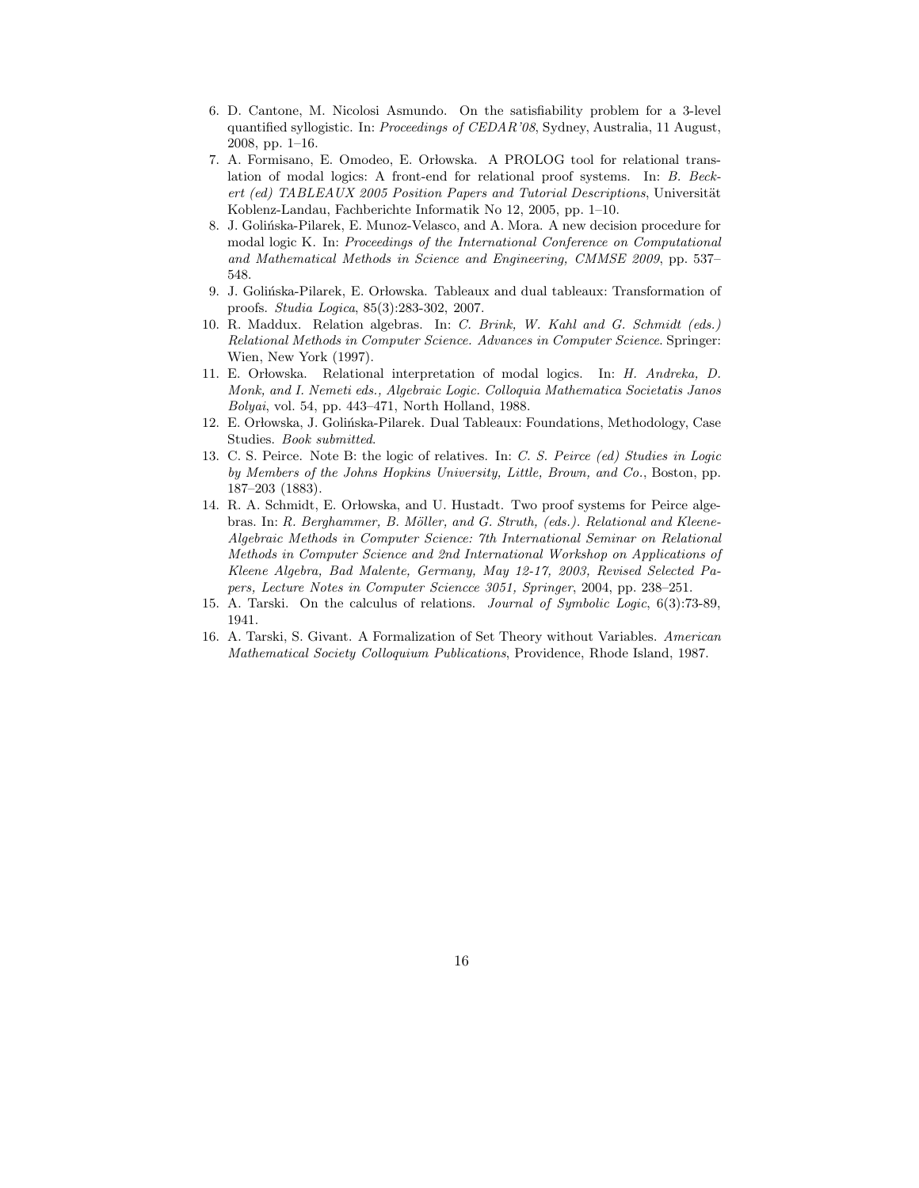6. D. Cantone, M. Nicolosi Asmundo. On the satisfiability problem for a 3-level quantified syllogistic. In: *Proceedings of CEDAR'08*, Sydney, Australia, 11 August, 2008, pp. 1–16.
7. A. Formisano, E. Omodeo, E. Orłowska. A PROLOG tool for relational translation of modal logics: A front-end for relational proof systems. In: *B. Beckert (ed) TABLEAUX 2005 Position Papers and Tutorial Descriptions*, Universität Koblenz-Landau, Fachberichte Informatik No 12, 2005, pp. 1–10.
8. J. Golińska-Pilarek, E. Munoz-Velasco, and A. Mora. A new decision procedure for modal logic K. In: *Proceedings of the International Conference on Computational and Mathematical Methods in Science and Engineering, CMMSE 2009*, pp. 537–548.
9. J. Golińska-Pilarek, E. Orłowska. Tableaux and dual tableaux: Transformation of proofs. *Studia Logica*, 85(3):283-302, 2007.
10. R. Maddux. Relation algebras. In: *C. Brink, W. Kahl and G. Schmidt (eds.) Relational Methods in Computer Science. Advances in Computer Science*. Springer: Wien, New York (1997).
11. E. Orłowska. Relational interpretation of modal logics. In: *H. Andreka, D. Monk, and I. Nemeti eds., Algebraic Logic. Colloquia Mathematica Societatis Janos Bolyai*, vol. 54, pp. 443–471, North Holland, 1988.
12. E. Orłowska, J. Golińska-Pilarek. Dual Tableaux: Foundations, Methodology, Case Studies. *Book submitted*.
13. C. S. Peirce. Note B: the logic of relatives. In: *C. S. Peirce (ed) Studies in Logic by Members of the Johns Hopkins University, Little, Brown, and Co.*, Boston, pp. 187–203 (1883).
14. R. A. Schmidt, E. Orłowska, and U. Hustadt. Two proof systems for Peirce algebras. In: *R. Berghammer, B. Möller, and G. Struth, (eds.). Relational and Kleene-Algebraic Methods in Computer Science: 7th International Seminar on Relational Methods in Computer Science and 2nd International Workshop on Applications of Kleene Algebra, Bad Malente, Germany, May 12-17, 2003, Revised Selected Papers, Lecture Notes in Computer Sciencce 3051, Springer*, 2004, pp. 238–251.
15. A. Tarski. On the calculus of relations. *Journal of Symbolic Logic*, 6(3):73-89, 1941.
16. A. Tarski, S. Givant. A Formalization of Set Theory without Variables. *American Mathematical Society Colloquium Publications*, Providence, Rhode Island, 1987.